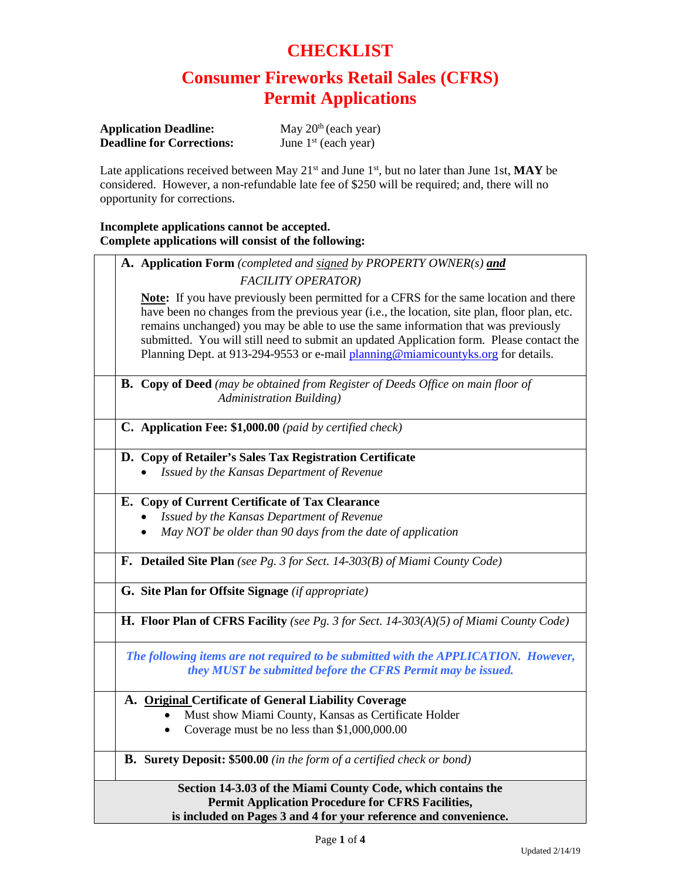# CHECKLIST

## Consumer Fireworks Retail Sales (CFRS) Permit Applications

**Application Deadline:** May 20th (each year)
**Deadline for Corrections:** June 1st (each year)

Late applications received between May 21st and June 1st, but no later than June 1st, **MAY** be considered. However, a non-refundable late fee of $250 will be required; and, there will no opportunity for corrections.

**Incomplete applications cannot be accepted.**
**Complete applications will consist of the following:**

| | |
|---|---|
| | **A. Application Form** *(completed and* ***signed*** *by PROPERTY OWNER(s)* ***and*** *FACILITY OPERATOR)*<br><br>**Note:** If you have previously been permitted for a CFRS for the same location and there have been no changes from the previous year (i.e., the location, site plan, floor plan, etc. remains unchanged) you may be able to use the same information that was previously submitted. You will still need to submit an updated Application form. Please contact the Planning Dept. at 913-294-9553 or e-mail planning@miamicountyks.org for details. |
| | **B. Copy of Deed** *(may be obtained from Register of Deeds Office on main floor of Administration Building)* |
| | **C. Application Fee: $1,000.00** *(paid by certified check)* |
| | **D. Copy of Retailer's Sales Tax Registration Certificate**<br>• *Issued by the Kansas Department of Revenue* |
| | **E. Copy of Current Certificate of Tax Clearance**<br>• *Issued by the Kansas Department of Revenue*<br>• *May NOT be older than 90 days from the date of application* |
| | **F. Detailed Site Plan** *(see Pg. 3 for Sect. 14-303(B) of Miami County Code)* |
| | **G. Site Plan for Offsite Signage** *(if appropriate)* |
| | **H. Floor Plan of CFRS Facility** *(see Pg. 3 for Sect. 14-303(A)(5) of Miami County Code)* |
| | ***The following items are not required to be submitted with the APPLICATION. However, they MUST be submitted before the CFRS Permit may be issued.*** |
| | **A. Original Certificate of General Liability Coverage**<br>• Must show Miami County, Kansas as Certificate Holder<br>• Coverage must be no less than $1,000,000.00 |
| | **B. Surety Deposit: $500.00** *(in the form of a certified check or bond)* |

**Section 14-3.03 of the Miami County Code, which contains the Permit Application Procedure for CFRS Facilities, is included on Pages 3 and 4 for your reference and convenience.**

Updated 2/14/19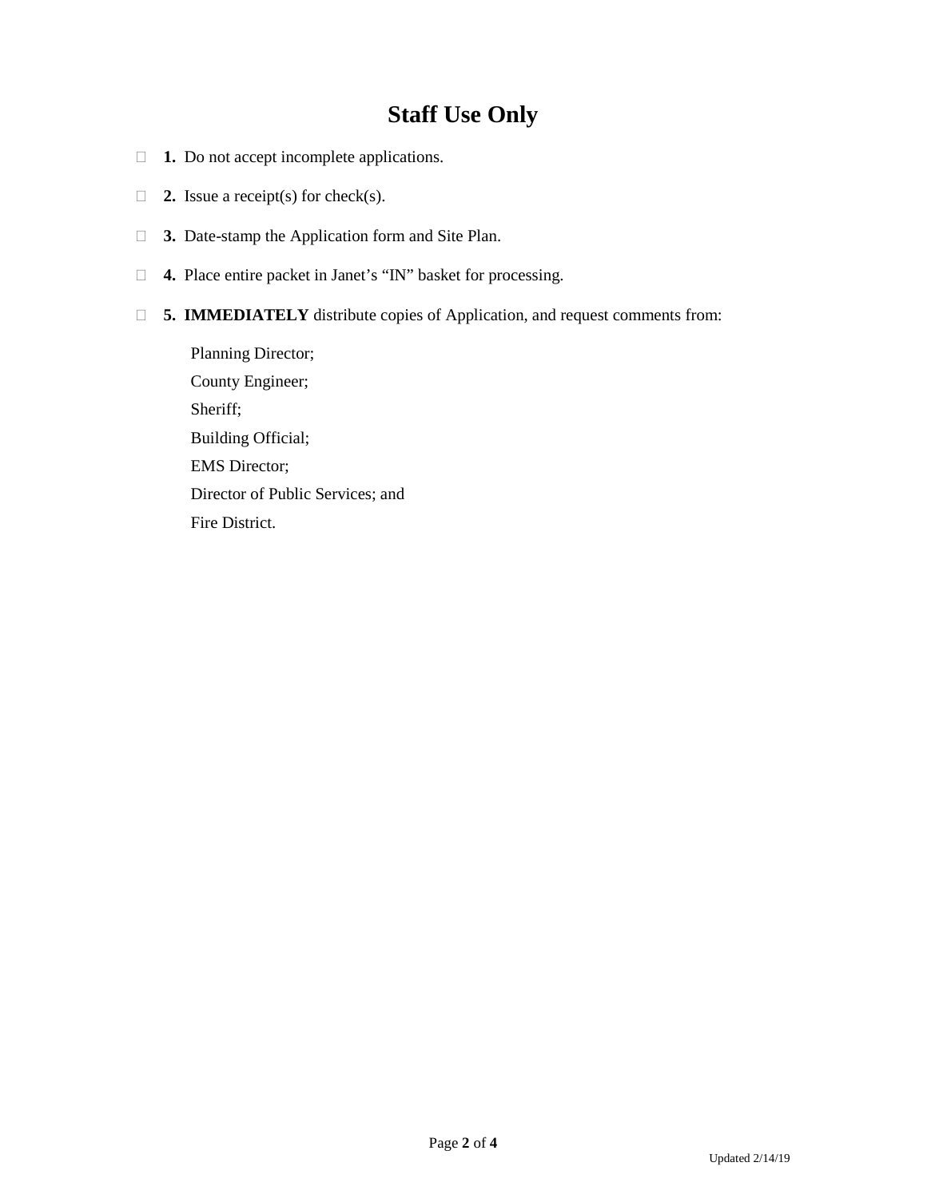# Staff Use Only

- ☐ **1.** Do not accept incomplete applications.
- ☐ **2.** Issue a receipt(s) for check(s).
- ☐ **3.** Date-stamp the Application form and Site Plan.
- ☐ **4.** Place entire packet in Janet's "IN" basket for processing.
- ☐ **5.** **IMMEDIATELY** distribute copies of Application, and request comments from:

  Planning Director;
  County Engineer;
  Sheriff;
  Building Official;
  EMS Director;
  Director of Public Services; and
  Fire District.

Updated 2/14/19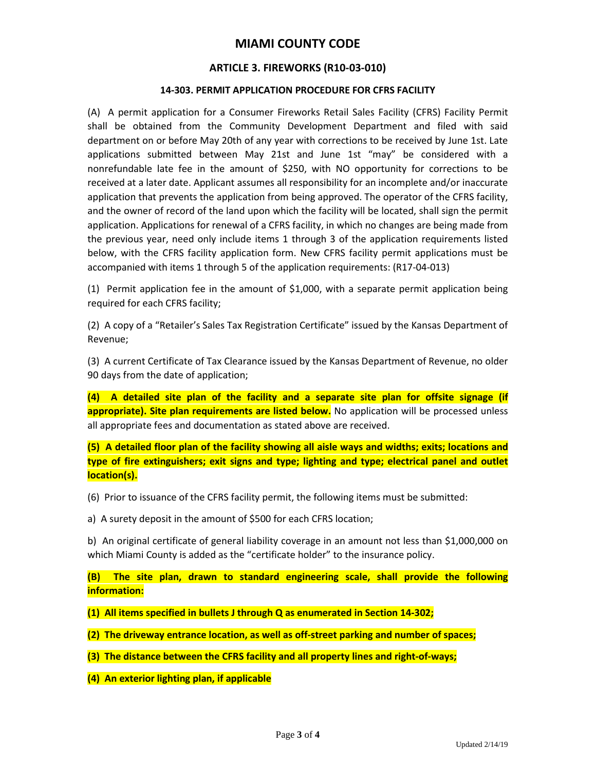# MIAMI COUNTY CODE

## ARTICLE 3. FIREWORKS (R10-03-010)

### 14-303. PERMIT APPLICATION PROCEDURE FOR CFRS FACILITY

(A) A permit application for a Consumer Fireworks Retail Sales Facility (CFRS) Facility Permit shall be obtained from the Community Development Department and filed with said department on or before May 20th of any year with corrections to be received by June 1st. Late applications submitted between May 21st and June 1st "may" be considered with a nonrefundable late fee in the amount of $250, with NO opportunity for corrections to be received at a later date. Applicant assumes all responsibility for an incomplete and/or inaccurate application that prevents the application from being approved. The operator of the CFRS facility, and the owner of record of the land upon which the facility will be located, shall sign the permit application. Applications for renewal of a CFRS facility, in which no changes are being made from the previous year, need only include items 1 through 3 of the application requirements listed below, with the CFRS facility application form. New CFRS facility permit applications must be accompanied with items 1 through 5 of the application requirements: (R17-04-013)

(1) Permit application fee in the amount of $1,000, with a separate permit application being required for each CFRS facility;

(2) A copy of a "Retailer's Sales Tax Registration Certificate" issued by the Kansas Department of Revenue;

(3) A current Certificate of Tax Clearance issued by the Kansas Department of Revenue, no older 90 days from the date of application;

**(4) A detailed site plan of the facility and a separate site plan for offsite signage (if appropriate). Site plan requirements are listed below.** No application will be processed unless all appropriate fees and documentation as stated above are received.

**(5) A detailed floor plan of the facility showing all aisle ways and widths; exits; locations and type of fire extinguishers; exit signs and type; lighting and type; electrical panel and outlet location(s).**

(6) Prior to issuance of the CFRS facility permit, the following items must be submitted:

a) A surety deposit in the amount of $500 for each CFRS location;

b) An original certificate of general liability coverage in an amount not less than $1,000,000 on which Miami County is added as the "certificate holder" to the insurance policy.

**(B) The site plan, drawn to standard engineering scale, shall provide the following information:**

**(1) All items specified in bullets J through Q as enumerated in Section 14-302;**

**(2) The driveway entrance location, as well as off-street parking and number of spaces;**

**(3) The distance between the CFRS facility and all property lines and right-of-ways;**

**(4) An exterior lighting plan, if applicable**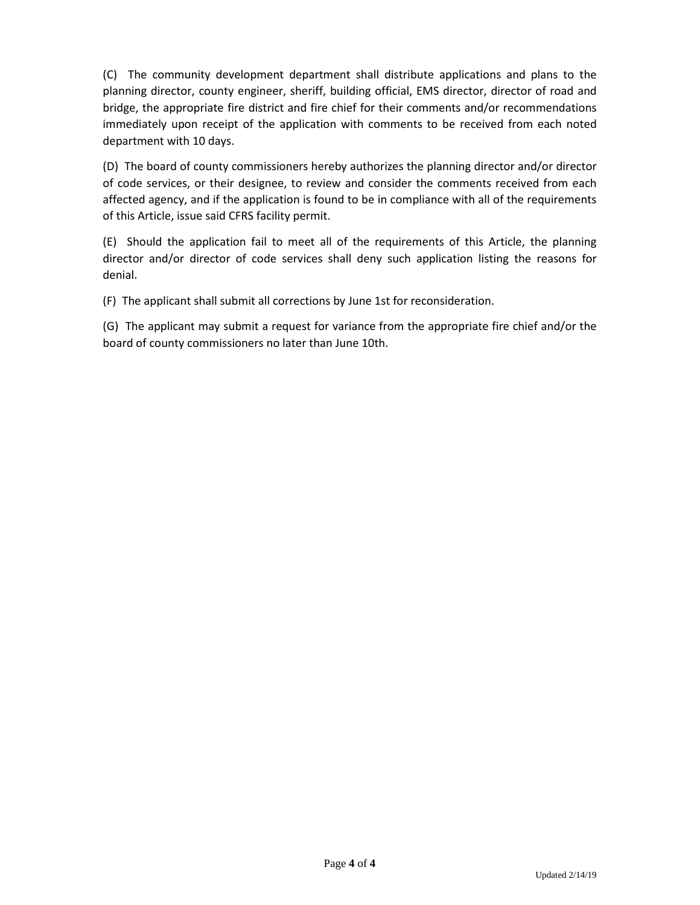(C) The community development department shall distribute applications and plans to the planning director, county engineer, sheriff, building official, EMS director, director of road and bridge, the appropriate fire district and fire chief for their comments and/or recommendations immediately upon receipt of the application with comments to be received from each noted department with 10 days.

(D) The board of county commissioners hereby authorizes the planning director and/or director of code services, or their designee, to review and consider the comments received from each affected agency, and if the application is found to be in compliance with all of the requirements of this Article, issue said CFRS facility permit.

(E) Should the application fail to meet all of the requirements of this Article, the planning director and/or director of code services shall deny such application listing the reasons for denial.

(F) The applicant shall submit all corrections by June 1st for reconsideration.

(G) The applicant may submit a request for variance from the appropriate fire chief and/or the board of county commissioners no later than June 10th.

Updated 2/14/19